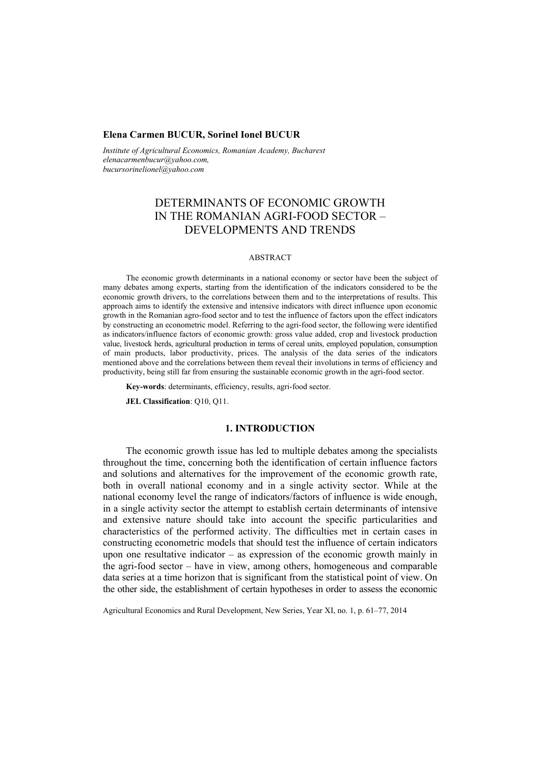**Elena Carmen BUCUR, Sorinel Ionel BUCUR**

*Institute of Agricultural Economics, Romanian Academy, Bucharest*
*elenacarmenbucur@yahoo.com,*
*bucursorinelionel@yahoo.com*

# DETERMINANTS OF ECONOMIC GROWTH IN THE ROMANIAN AGRI-FOOD SECTOR – DEVELOPMENTS AND TRENDS

ABSTRACT

The economic growth determinants in a national economy or sector have been the subject of many debates among experts, starting from the identification of the indicators considered to be the economic growth drivers, to the correlations between them and to the interpretations of results. This approach aims to identify the extensive and intensive indicators with direct influence upon economic growth in the Romanian agro-food sector and to test the influence of factors upon the effect indicators by constructing an econometric model. Referring to the agri-food sector, the following were identified as indicators/influence factors of economic growth: gross value added, crop and livestock production value, livestock herds, agricultural production in terms of cereal units, employed population, consumption of main products, labor productivity, prices. The analysis of the data series of the indicators mentioned above and the correlations between them reveal their involutions in terms of efficiency and productivity, being still far from ensuring the sustainable economic growth in the agri-food sector.

**Key-words**: determinants, efficiency, results, agri-food sector.

**JEL Classification**: Q10, Q11.

## 1. INTRODUCTION

The economic growth issue has led to multiple debates among the specialists throughout the time, concerning both the identification of certain influence factors and solutions and alternatives for the improvement of the economic growth rate, both in overall national economy and in a single activity sector. While at the national economy level the range of indicators/factors of influence is wide enough, in a single activity sector the attempt to establish certain determinants of intensive and extensive nature should take into account the specific particularities and characteristics of the performed activity. The difficulties met in certain cases in constructing econometric models that should test the influence of certain indicators upon one resultative indicator – as expression of the economic growth mainly in the agri-food sector – have in view, among others, homogeneous and comparable data series at a time horizon that is significant from the statistical point of view. On the other side, the establishment of certain hypotheses in order to assess the economic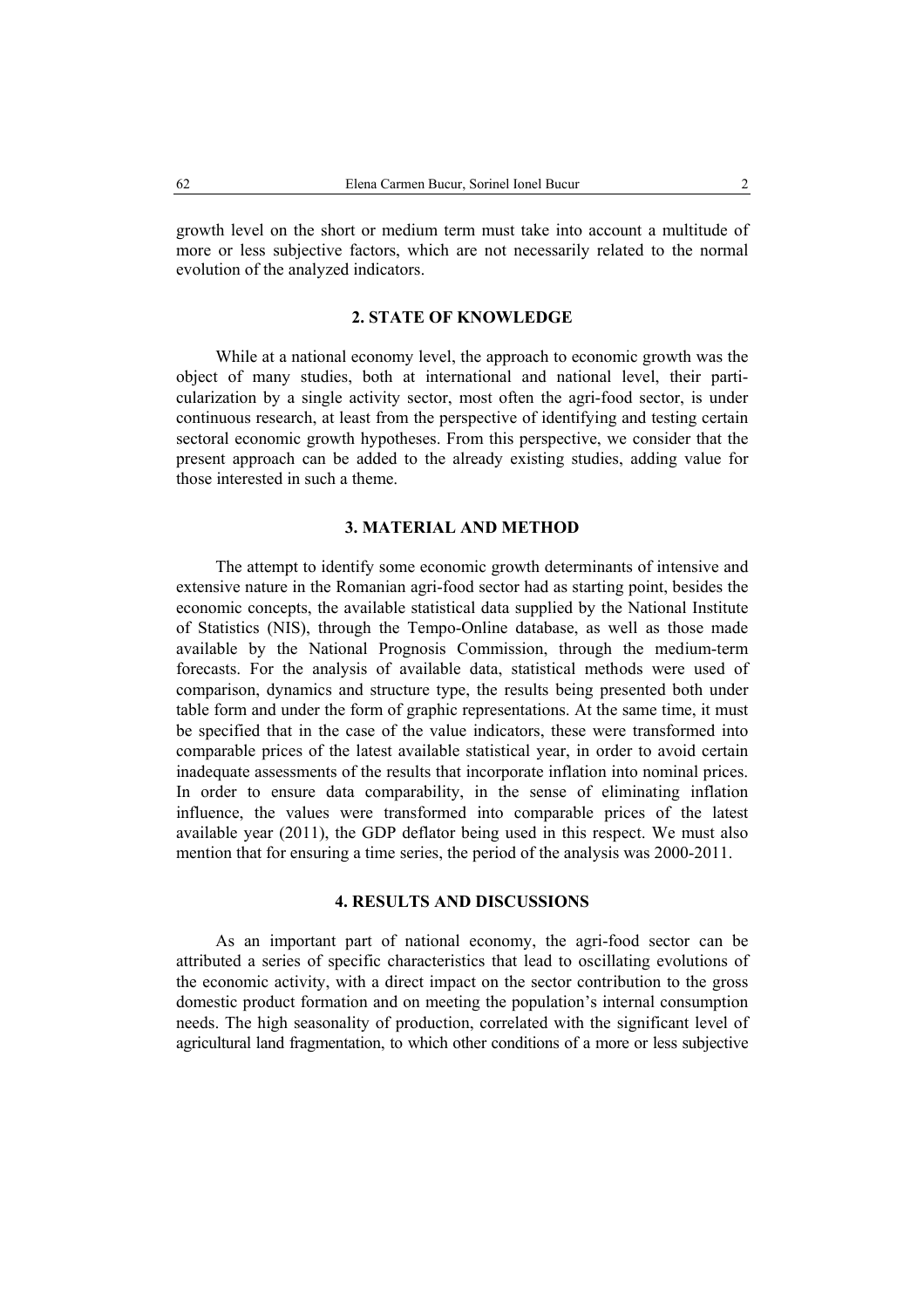growth level on the short or medium term must take into account a multitude of more or less subjective factors, which are not necessarily related to the normal evolution of the analyzed indicators.

## 2. STATE OF KNOWLEDGE

While at a national economy level, the approach to economic growth was the object of many studies, both at international and national level, their particularization by a single activity sector, most often the agri-food sector, is under continuous research, at least from the perspective of identifying and testing certain sectoral economic growth hypotheses. From this perspective, we consider that the present approach can be added to the already existing studies, adding value for those interested in such a theme.

## 3. MATERIAL AND METHOD

The attempt to identify some economic growth determinants of intensive and extensive nature in the Romanian agri-food sector had as starting point, besides the economic concepts, the available statistical data supplied by the National Institute of Statistics (NIS), through the Tempo-Online database, as well as those made available by the National Prognosis Commission, through the medium-term forecasts. For the analysis of available data, statistical methods were used of comparison, dynamics and structure type, the results being presented both under table form and under the form of graphic representations. At the same time, it must be specified that in the case of the value indicators, these were transformed into comparable prices of the latest available statistical year, in order to avoid certain inadequate assessments of the results that incorporate inflation into nominal prices. In order to ensure data comparability, in the sense of eliminating inflation influence, the values were transformed into comparable prices of the latest available year (2011), the GDP deflator being used in this respect. We must also mention that for ensuring a time series, the period of the analysis was 2000-2011.

## 4. RESULTS AND DISCUSSIONS

As an important part of national economy, the agri-food sector can be attributed a series of specific characteristics that lead to oscillating evolutions of the economic activity, with a direct impact on the sector contribution to the gross domestic product formation and on meeting the population's internal consumption needs. The high seasonality of production, correlated with the significant level of agricultural land fragmentation, to which other conditions of a more or less subjective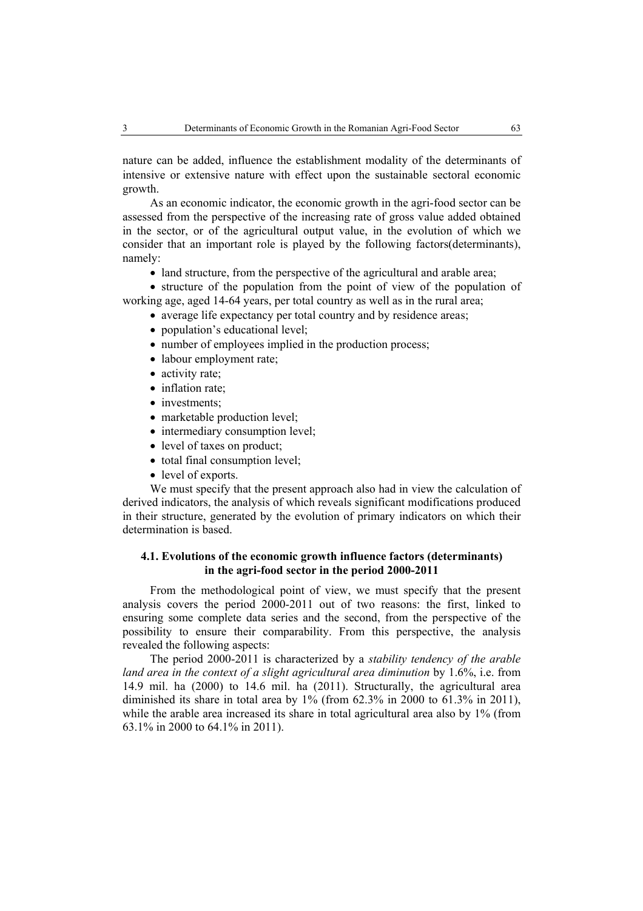nature can be added, influence the establishment modality of the determinants of intensive or extensive nature with effect upon the sustainable sectoral economic growth.

As an economic indicator, the economic growth in the agri-food sector can be assessed from the perspective of the increasing rate of gross value added obtained in the sector, or of the agricultural output value, in the evolution of which we consider that an important role is played by the following factors(determinants), namely:

- land structure, from the perspective of the agricultural and arable area;
- structure of the population from the point of view of the population of working age, aged 14-64 years, per total country as well as in the rural area;
- average life expectancy per total country and by residence areas;
- population's educational level;
- number of employees implied in the production process;
- labour employment rate;
- activity rate;
- inflation rate;
- investments;
- marketable production level;
- intermediary consumption level;
- level of taxes on product;
- total final consumption level;
- level of exports.

We must specify that the present approach also had in view the calculation of derived indicators, the analysis of which reveals significant modifications produced in their structure, generated by the evolution of primary indicators on which their determination is based.

### 4.1. Evolutions of the economic growth influence factors (determinants) in the agri-food sector in the period 2000-2011

From the methodological point of view, we must specify that the present analysis covers the period 2000-2011 out of two reasons: the first, linked to ensuring some complete data series and the second, from the perspective of the possibility to ensure their comparability. From this perspective, the analysis revealed the following aspects:

The period 2000-2011 is characterized by a *stability tendency of the arable land area in the context of a slight agricultural area diminution* by 1.6%, i.e. from 14.9 mil. ha (2000) to 14.6 mil. ha (2011). Structurally, the agricultural area diminished its share in total area by 1% (from 62.3% in 2000 to 61.3% in 2011), while the arable area increased its share in total agricultural area also by 1% (from 63.1% in 2000 to 64.1% in 2011).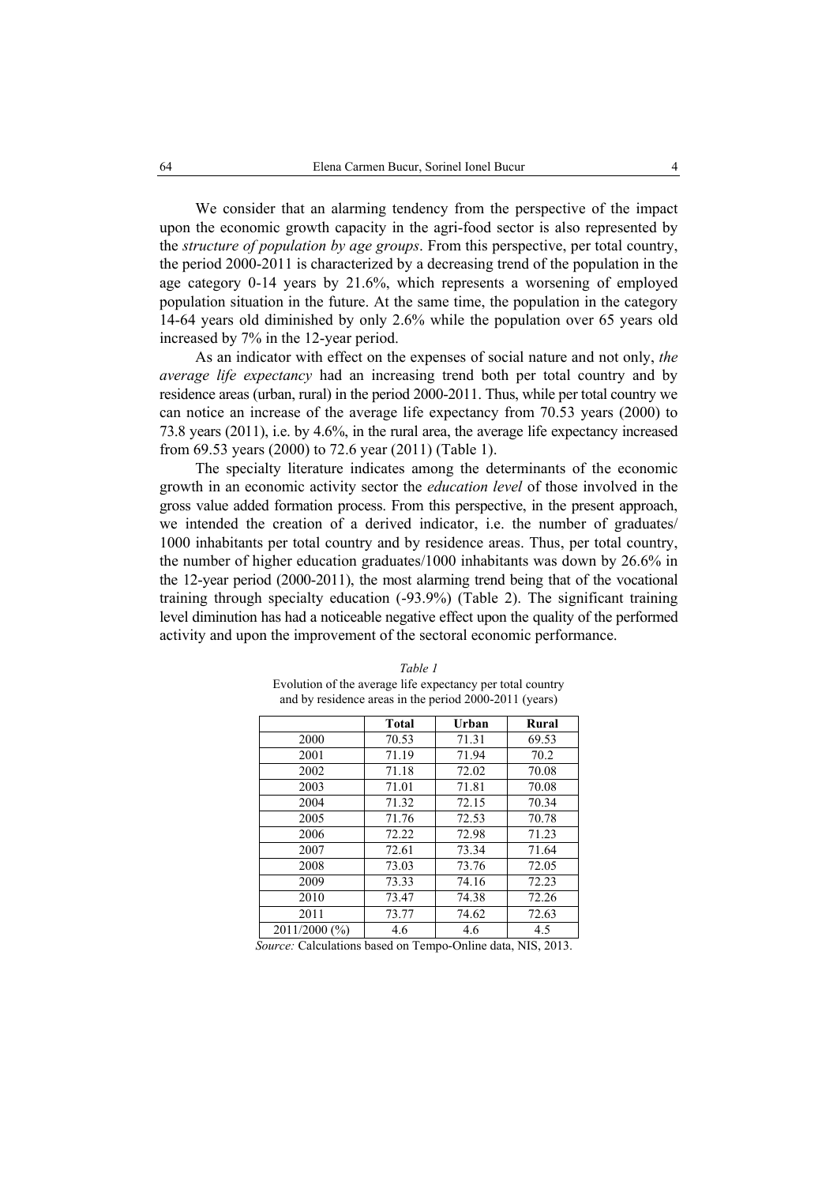We consider that an alarming tendency from the perspective of the impact upon the economic growth capacity in the agri-food sector is also represented by the *structure of population by age groups*. From this perspective, per total country, the period 2000-2011 is characterized by a decreasing trend of the population in the age category 0-14 years by 21.6%, which represents a worsening of employed population situation in the future. At the same time, the population in the category 14-64 years old diminished by only 2.6% while the population over 65 years old increased by 7% in the 12-year period.

As an indicator with effect on the expenses of social nature and not only, *the average life expectancy* had an increasing trend both per total country and by residence areas (urban, rural) in the period 2000-2011. Thus, while per total country we can notice an increase of the average life expectancy from 70.53 years (2000) to 73.8 years (2011), i.e. by 4.6%, in the rural area, the average life expectancy increased from 69.53 years (2000) to 72.6 year (2011) (Table 1).

The specialty literature indicates among the determinants of the economic growth in an economic activity sector the *education level* of those involved in the gross value added formation process. From this perspective, in the present approach, we intended the creation of a derived indicator, i.e. the number of graduates/ 1000 inhabitants per total country and by residence areas. Thus, per total country, the number of higher education graduates/1000 inhabitants was down by 26.6% in the 12-year period (2000-2011), the most alarming trend being that of the vocational training through specialty education (-93.9%) (Table 2). The significant training level diminution has had a noticeable negative effect upon the quality of the performed activity and upon the improvement of the sectoral economic performance.

*Table 1*

Evolution of the average life expectancy per total country and by residence areas in the period 2000-2011 (years)

| | Total | Urban | Rural |
|---|---|---|---|
| 2000 | 70.53 | 71.31 | 69.53 |
| 2001 | 71.19 | 71.94 | 70.2 |
| 2002 | 71.18 | 72.02 | 70.08 |
| 2003 | 71.01 | 71.81 | 70.08 |
| 2004 | 71.32 | 72.15 | 70.34 |
| 2005 | 71.76 | 72.53 | 70.78 |
| 2006 | 72.22 | 72.98 | 71.23 |
| 2007 | 72.61 | 73.34 | 71.64 |
| 2008 | 73.03 | 73.76 | 72.05 |
| 2009 | 73.33 | 74.16 | 72.23 |
| 2010 | 73.47 | 74.38 | 72.26 |
| 2011 | 73.77 | 74.62 | 72.63 |
| 2011/2000 (%) | 4.6 | 4.6 | 4.5 |

*Source:* Calculations based on Tempo-Online data, NIS, 2013.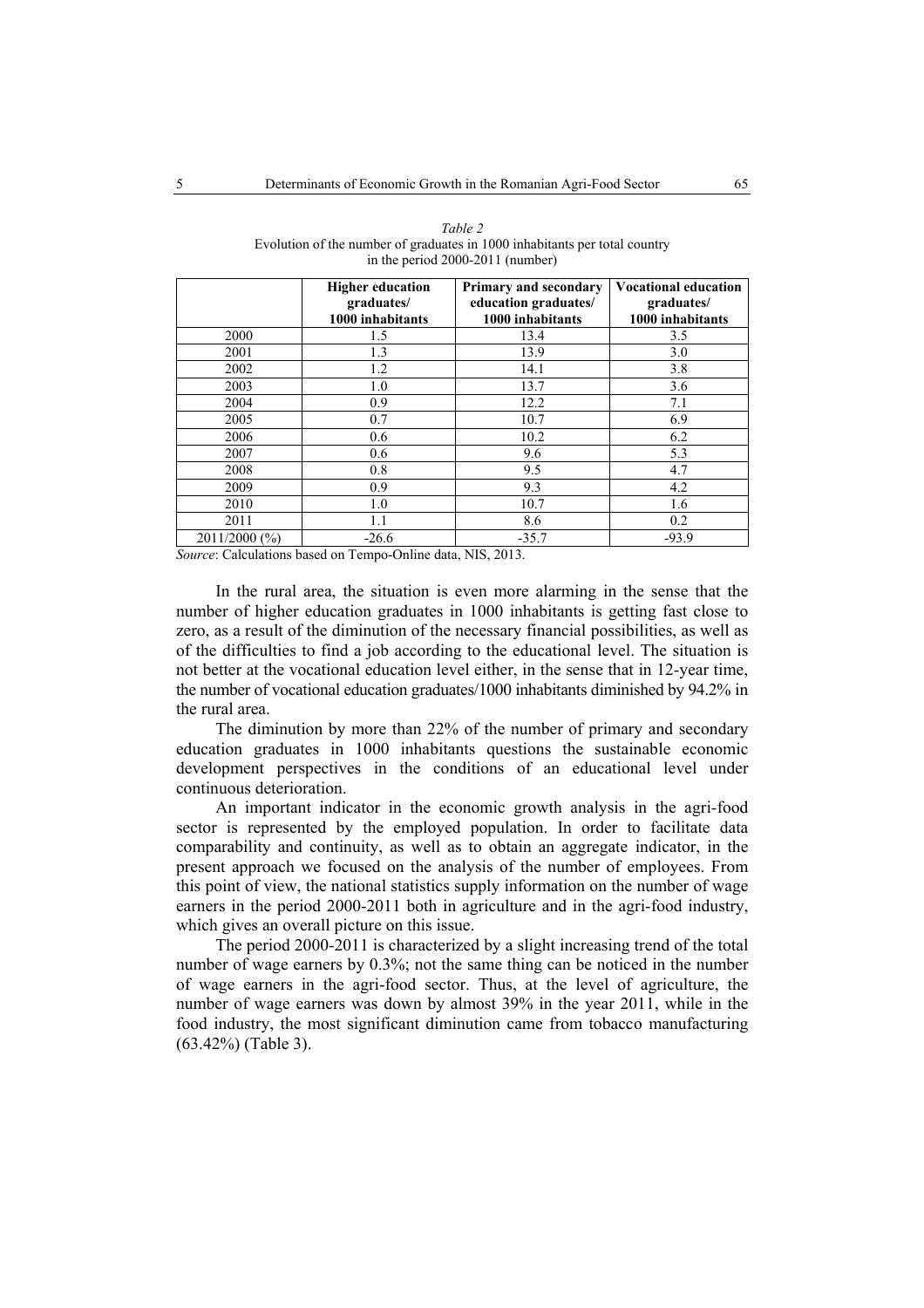*Table 2*
Evolution of the number of graduates in 1000 inhabitants per total country in the period 2000-2011 (number)

| | **Higher education graduates/ 1000 inhabitants** | **Primary and secondary education graduates/ 1000 inhabitants** | **Vocational education graduates/ 1000 inhabitants** |
|---|---|---|---|
| 2000 | 1.5 | 13.4 | 3.5 |
| 2001 | 1.3 | 13.9 | 3.0 |
| 2002 | 1.2 | 14.1 | 3.8 |
| 2003 | 1.0 | 13.7 | 3.6 |
| 2004 | 0.9 | 12.2 | 7.1 |
| 2005 | 0.7 | 10.7 | 6.9 |
| 2006 | 0.6 | 10.2 | 6.2 |
| 2007 | 0.6 | 9.6 | 5.3 |
| 2008 | 0.8 | 9.5 | 4.7 |
| 2009 | 0.9 | 9.3 | 4.2 |
| 2010 | 1.0 | 10.7 | 1.6 |
| 2011 | 1.1 | 8.6 | 0.2 |
| 2011/2000 (%) | -26.6 | -35.7 | -93.9 |

*Source*: Calculations based on Tempo-Online data, NIS, 2013.

In the rural area, the situation is even more alarming in the sense that the number of higher education graduates in 1000 inhabitants is getting fast close to zero, as a result of the diminution of the necessary financial possibilities, as well as of the difficulties to find a job according to the educational level. The situation is not better at the vocational education level either, in the sense that in 12-year time, the number of vocational education graduates/1000 inhabitants diminished by 94.2% in the rural area.

The diminution by more than 22% of the number of primary and secondary education graduates in 1000 inhabitants questions the sustainable economic development perspectives in the conditions of an educational level under continuous deterioration.

An important indicator in the economic growth analysis in the agri-food sector is represented by the employed population. In order to facilitate data comparability and continuity, as well as to obtain an aggregate indicator, in the present approach we focused on the analysis of the number of employees. From this point of view, the national statistics supply information on the number of wage earners in the period 2000-2011 both in agriculture and in the agri-food industry, which gives an overall picture on this issue.

The period 2000-2011 is characterized by a slight increasing trend of the total number of wage earners by 0.3%; not the same thing can be noticed in the number of wage earners in the agri-food sector. Thus, at the level of agriculture, the number of wage earners was down by almost 39% in the year 2011, while in the food industry, the most significant diminution came from tobacco manufacturing (63.42%) (Table 3).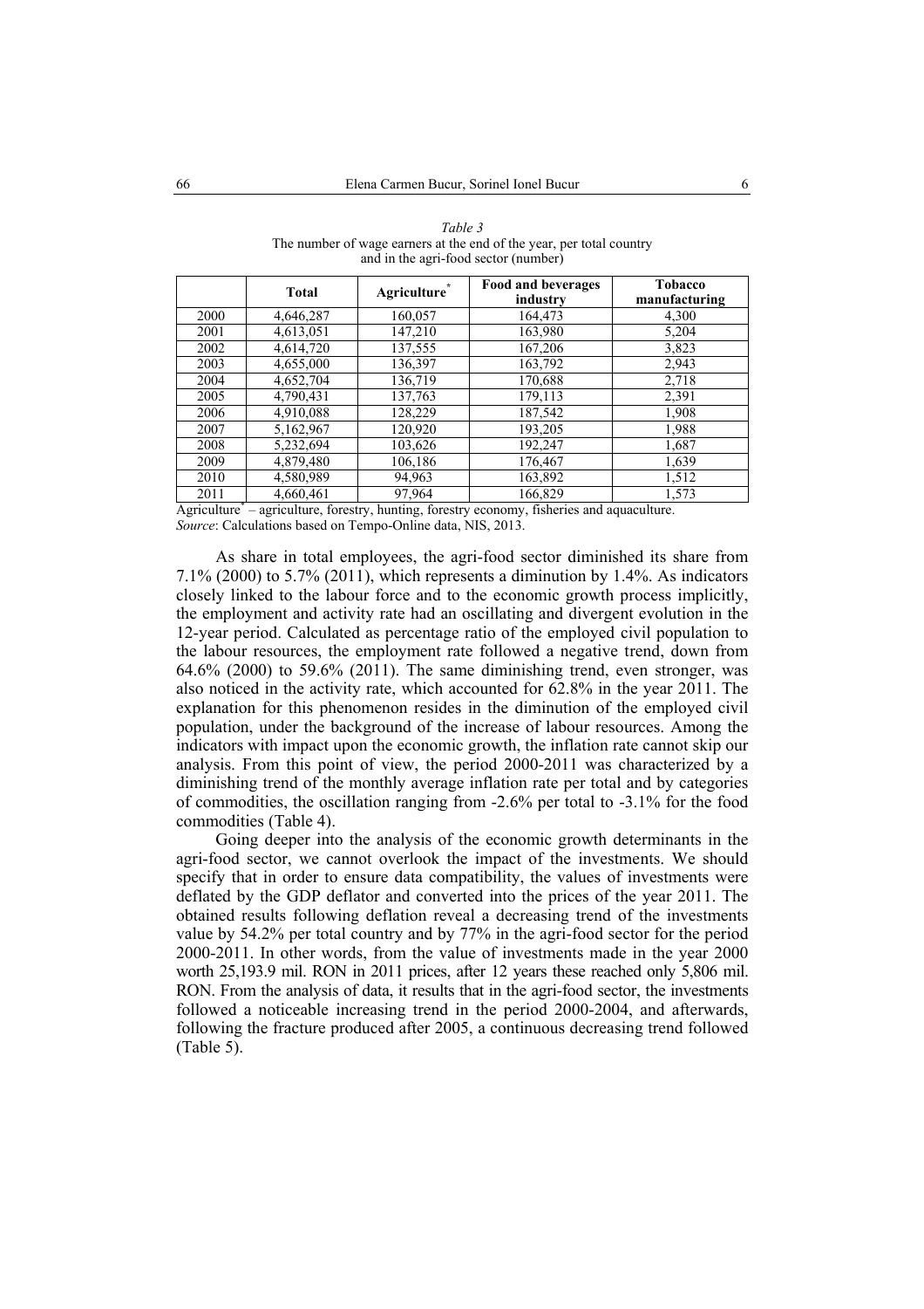*Table 3*
The number of wage earners at the end of the year, per total country and in the agri-food sector (number)

| | Total | Agriculture* | Food and beverages industry | Tobacco manufacturing |
|---|---|---|---|---|
| 2000 | 4,646,287 | 160,057 | 164,473 | 4,300 |
| 2001 | 4,613,051 | 147,210 | 163,980 | 5,204 |
| 2002 | 4,614,720 | 137,555 | 167,206 | 3,823 |
| 2003 | 4,655,000 | 136,397 | 163,792 | 2,943 |
| 2004 | 4,652,704 | 136,719 | 170,688 | 2,718 |
| 2005 | 4,790,431 | 137,763 | 179,113 | 2,391 |
| 2006 | 4,910,088 | 128,229 | 187,542 | 1,908 |
| 2007 | 5,162,967 | 120,920 | 193,205 | 1,988 |
| 2008 | 5,232,694 | 103,626 | 192,247 | 1,687 |
| 2009 | 4,879,480 | 106,186 | 176,467 | 1,639 |
| 2010 | 4,580,989 | 94,963 | 163,892 | 1,512 |
| 2011 | 4,660,461 | 97,964 | 166,829 | 1,573 |

Agriculture* – agriculture, forestry, hunting, forestry economy, fisheries and aquaculture.
*Source*: Calculations based on Tempo-Online data, NIS, 2013.

As share in total employees, the agri-food sector diminished its share from 7.1% (2000) to 5.7% (2011), which represents a diminution by 1.4%. As indicators closely linked to the labour force and to the economic growth process implicitly, the employment and activity rate had an oscillating and divergent evolution in the 12-year period. Calculated as percentage ratio of the employed civil population to the labour resources, the employment rate followed a negative trend, down from 64.6% (2000) to 59.6% (2011). The same diminishing trend, even stronger, was also noticed in the activity rate, which accounted for 62.8% in the year 2011. The explanation for this phenomenon resides in the diminution of the employed civil population, under the background of the increase of labour resources. Among the indicators with impact upon the economic growth, the inflation rate cannot skip our analysis. From this point of view, the period 2000-2011 was characterized by a diminishing trend of the monthly average inflation rate per total and by categories of commodities, the oscillation ranging from -2.6% per total to -3.1% for the food commodities (Table 4).

Going deeper into the analysis of the economic growth determinants in the agri-food sector, we cannot overlook the impact of the investments. We should specify that in order to ensure data compatibility, the values of investments were deflated by the GDP deflator and converted into the prices of the year 2011. The obtained results following deflation reveal a decreasing trend of the investments value by 54.2% per total country and by 77% in the agri-food sector for the period 2000-2011. In other words, from the value of investments made in the year 2000 worth 25,193.9 mil. RON in 2011 prices, after 12 years these reached only 5,806 mil. RON. From the analysis of data, it results that in the agri-food sector, the investments followed a noticeable increasing trend in the period 2000-2004, and afterwards, following the fracture produced after 2005, a continuous decreasing trend followed (Table 5).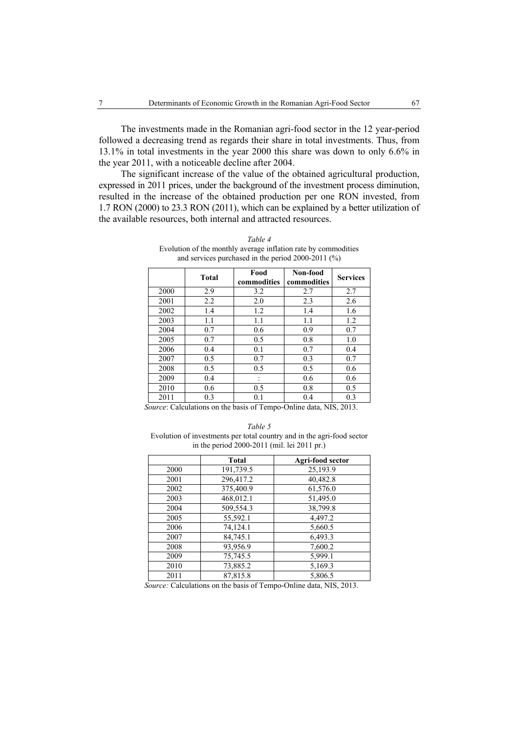The investments made in the Romanian agri-food sector in the 12 year-period followed a decreasing trend as regards their share in total investments. Thus, from 13.1% in total investments in the year 2000 this share was down to only 6.6% in the year 2011, with a noticeable decline after 2004.

The significant increase of the value of the obtained agricultural production, expressed in 2011 prices, under the background of the investment process diminution, resulted in the increase of the obtained production per one RON invested, from 1.7 RON (2000) to 23.3 RON (2011), which can be explained by a better utilization of the available resources, both internal and attracted resources.

*Table 4*

Evolution of the monthly average inflation rate by commodities and services purchased in the period 2000-2011 (%)

| | **Total** | **Food commodities** | **Non-food commodities** | **Services** |
|---|---|---|---|---|
| 2000 | 2.9 | 3.2 | 2.7 | 2.7 |
| 2001 | 2.2 | 2.0 | 2.3 | 2.6 |
| 2002 | 1.4 | 1.2 | 1.4 | 1.6 |
| 2003 | 1.1 | 1.1 | 1.1 | 1.2 |
| 2004 | 0.7 | 0.6 | 0.9 | 0.7 |
| 2005 | 0.7 | 0.5 | 0.8 | 1.0 |
| 2006 | 0.4 | 0.1 | 0.7 | 0.4 |
| 2007 | 0.5 | 0.7 | 0.3 | 0.7 |
| 2008 | 0.5 | 0.5 | 0.5 | 0.6 |
| 2009 | 0.4 | : | 0.6 | 0.6 |
| 2010 | 0.6 | 0.5 | 0.8 | 0.5 |
| 2011 | 0.3 | 0.1 | 0.4 | 0.3 |

*Source*: Calculations on the basis of Tempo-Online data, NIS, 2013.

*Table 5*

Evolution of investments per total country and in the agri-food sector in the period 2000-2011 (mil. lei 2011 pr.)

| | **Total** | **Agri-food sector** |
|---|---|---|
| 2000 | 191,739.5 | 25,193.9 |
| 2001 | 296,417.2 | 40,482.8 |
| 2002 | 375,400.9 | 61,576.0 |
| 2003 | 468,012.1 | 51,495.0 |
| 2004 | 509,554.3 | 38,799.8 |
| 2005 | 55,592.1 | 4,497.2 |
| 2006 | 74,124.1 | 5,660.5 |
| 2007 | 84,745.1 | 6,493.3 |
| 2008 | 93,956.9 | 7,600.2 |
| 2009 | 75,745.5 | 5,999.1 |
| 2010 | 73,885.2 | 5,169.3 |
| 2011 | 87,815.8 | 5,806.5 |

*Source:* Calculations on the basis of Tempo-Online data, NIS, 2013.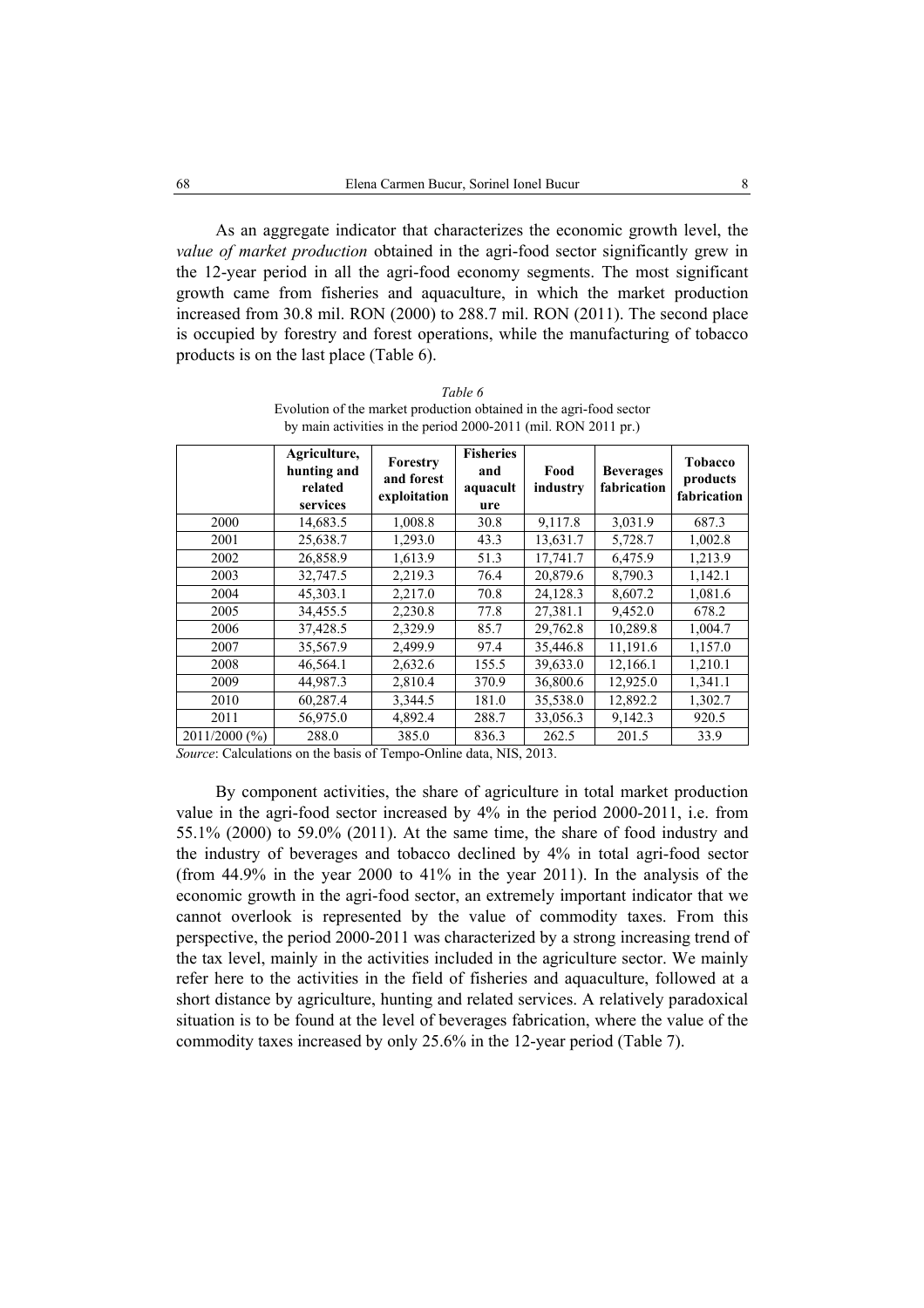As an aggregate indicator that characterizes the economic growth level, the *value of market production* obtained in the agri-food sector significantly grew in the 12-year period in all the agri-food economy segments. The most significant growth came from fisheries and aquaculture, in which the market production increased from 30.8 mil. RON (2000) to 288.7 mil. RON (2011). The second place is occupied by forestry and forest operations, while the manufacturing of tobacco products is on the last place (Table 6).

*Table 6*

Evolution of the market production obtained in the agri-food sector by main activities in the period 2000-2011 (mil. RON 2011 pr.)

| | Agriculture, hunting and related services | Forestry and forest exploitation | Fisheries and aquaculture | Food industry | Beverages fabrication | Tobacco products fabrication |
|---|---|---|---|---|---|---|
| 2000 | 14,683.5 | 1,008.8 | 30.8 | 9,117.8 | 3,031.9 | 687.3 |
| 2001 | 25,638.7 | 1,293.0 | 43.3 | 13,631.7 | 5,728.7 | 1,002.8 |
| 2002 | 26,858.9 | 1,613.9 | 51.3 | 17,741.7 | 6,475.9 | 1,213.9 |
| 2003 | 32,747.5 | 2,219.3 | 76.4 | 20,879.6 | 8,790.3 | 1,142.1 |
| 2004 | 45,303.1 | 2,217.0 | 70.8 | 24,128.3 | 8,607.2 | 1,081.6 |
| 2005 | 34,455.5 | 2,230.8 | 77.8 | 27,381.1 | 9,452.0 | 678.2 |
| 2006 | 37,428.5 | 2,329.9 | 85.7 | 29,762.8 | 10,289.8 | 1,004.7 |
| 2007 | 35,567.9 | 2,499.9 | 97.4 | 35,446.8 | 11,191.6 | 1,157.0 |
| 2008 | 46,564.1 | 2,632.6 | 155.5 | 39,633.0 | 12,166.1 | 1,210.1 |
| 2009 | 44,987.3 | 2,810.4 | 370.9 | 36,800.6 | 12,925.0 | 1,341.1 |
| 2010 | 60,287.4 | 3,344.5 | 181.0 | 35,538.0 | 12,892.2 | 1,302.7 |
| 2011 | 56,975.0 | 4,892.4 | 288.7 | 33,056.3 | 9,142.3 | 920.5 |
| 2011/2000 (%) | 288.0 | 385.0 | 836.3 | 262.5 | 201.5 | 33.9 |

*Source*: Calculations on the basis of Tempo-Online data, NIS, 2013.

By component activities, the share of agriculture in total market production value in the agri-food sector increased by 4% in the period 2000-2011, i.e. from 55.1% (2000) to 59.0% (2011). At the same time, the share of food industry and the industry of beverages and tobacco declined by 4% in total agri-food sector (from 44.9% in the year 2000 to 41% in the year 2011). In the analysis of the economic growth in the agri-food sector, an extremely important indicator that we cannot overlook is represented by the value of commodity taxes. From this perspective, the period 2000-2011 was characterized by a strong increasing trend of the tax level, mainly in the activities included in the agriculture sector. We mainly refer here to the activities in the field of fisheries and aquaculture, followed at a short distance by agriculture, hunting and related services. A relatively paradoxical situation is to be found at the level of beverages fabrication, where the value of the commodity taxes increased by only 25.6% in the 12-year period (Table 7).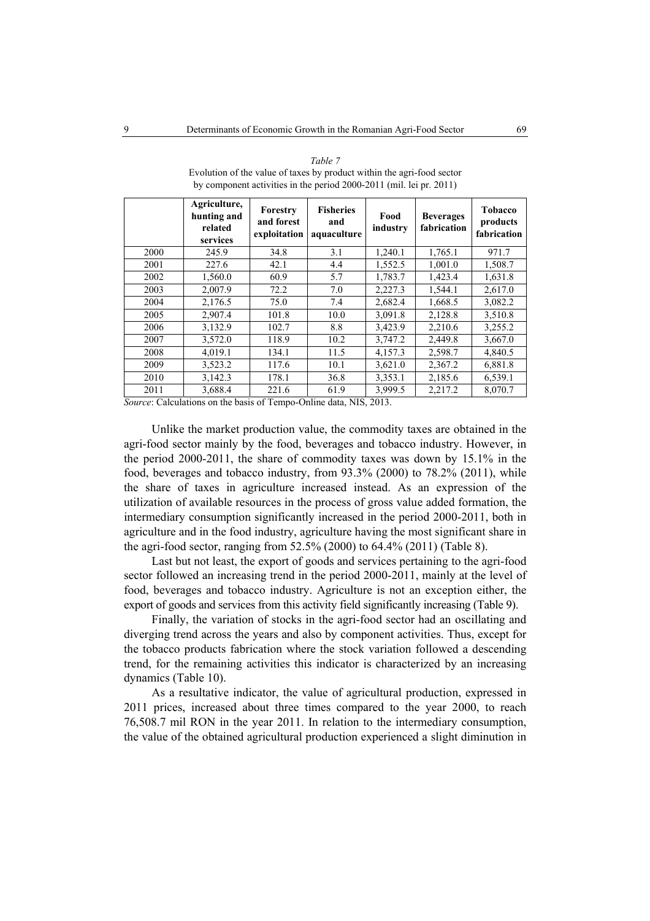*Table 7*

Evolution of the value of taxes by product within the agri-food sector by component activities in the period 2000-2011 (mil. lei pr. 2011)

| | Agriculture, hunting and related services | Forestry and forest exploitation | Fisheries and aquaculture | Food industry | Beverages fabrication | Tobacco products fabrication |
|---|---|---|---|---|---|---|
| 2000 | 245.9 | 34.8 | 3.1 | 1,240.1 | 1,765.1 | 971.7 |
| 2001 | 227.6 | 42.1 | 4.4 | 1,552.5 | 1,001.0 | 1,508.7 |
| 2002 | 1,560.0 | 60.9 | 5.7 | 1,783.7 | 1,423.4 | 1,631.8 |
| 2003 | 2,007.9 | 72.2 | 7.0 | 2,227.3 | 1,544.1 | 2,617.0 |
| 2004 | 2,176.5 | 75.0 | 7.4 | 2,682.4 | 1,668.5 | 3,082.2 |
| 2005 | 2,907.4 | 101.8 | 10.0 | 3,091.8 | 2,128.8 | 3,510.8 |
| 2006 | 3,132.9 | 102.7 | 8.8 | 3,423.9 | 2,210.6 | 3,255.2 |
| 2007 | 3,572.0 | 118.9 | 10.2 | 3,747.2 | 2,449.8 | 3,667.0 |
| 2008 | 4,019.1 | 134.1 | 11.5 | 4,157.3 | 2,598.7 | 4,840.5 |
| 2009 | 3,523.2 | 117.6 | 10.1 | 3,621.0 | 2,367.2 | 6,881.8 |
| 2010 | 3,142.3 | 178.1 | 36.8 | 3,353.1 | 2,185.6 | 6,539.1 |
| 2011 | 3,688.4 | 221.6 | 61.9 | 3,999.5 | 2,217.2 | 8,070.7 |

*Source*: Calculations on the basis of Tempo-Online data, NIS, 2013.

Unlike the market production value, the commodity taxes are obtained in the agri-food sector mainly by the food, beverages and tobacco industry. However, in the period 2000-2011, the share of commodity taxes was down by 15.1% in the food, beverages and tobacco industry, from 93.3% (2000) to 78.2% (2011), while the share of taxes in agriculture increased instead. As an expression of the utilization of available resources in the process of gross value added formation, the intermediary consumption significantly increased in the period 2000-2011, both in agriculture and in the food industry, agriculture having the most significant share in the agri-food sector, ranging from 52.5% (2000) to 64.4% (2011) (Table 8).

Last but not least, the export of goods and services pertaining to the agri-food sector followed an increasing trend in the period 2000-2011, mainly at the level of food, beverages and tobacco industry. Agriculture is not an exception either, the export of goods and services from this activity field significantly increasing (Table 9).

Finally, the variation of stocks in the agri-food sector had an oscillating and diverging trend across the years and also by component activities. Thus, except for the tobacco products fabrication where the stock variation followed a descending trend, for the remaining activities this indicator is characterized by an increasing dynamics (Table 10).

As a resultative indicator, the value of agricultural production, expressed in 2011 prices, increased about three times compared to the year 2000, to reach 76,508.7 mil RON in the year 2011. In relation to the intermediary consumption, the value of the obtained agricultural production experienced a slight diminution in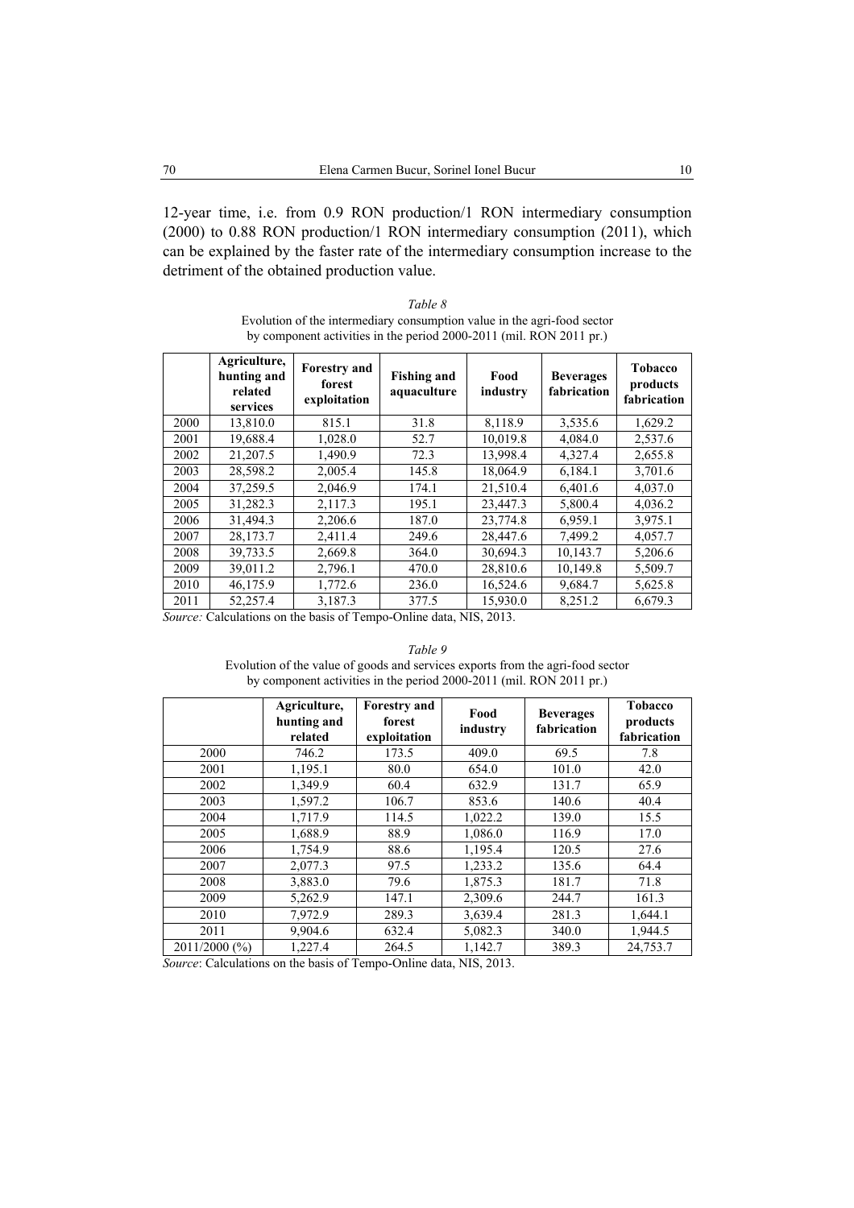12-year time, i.e. from 0.9 RON production/1 RON intermediary consumption (2000) to 0.88 RON production/1 RON intermediary consumption (2011), which can be explained by the faster rate of the intermediary consumption increase to the detriment of the obtained production value.

*Table 8*

Evolution of the intermediary consumption value in the agri-food sector by component activities in the period 2000-2011 (mil. RON 2011 pr.)

| | **Agriculture, hunting and related services** | **Forestry and forest exploitation** | **Fishing and aquaculture** | **Food industry** | **Beverages fabrication** | **Tobacco products fabrication** |
|---|---|---|---|---|---|---|
| 2000 | 13,810.0 | 815.1 | 31.8 | 8,118.9 | 3,535.6 | 1,629.2 |
| 2001 | 19,688.4 | 1,028.0 | 52.7 | 10,019.8 | 4,084.0 | 2,537.6 |
| 2002 | 21,207.5 | 1,490.9 | 72.3 | 13,998.4 | 4,327.4 | 2,655.8 |
| 2003 | 28,598.2 | 2,005.4 | 145.8 | 18,064.9 | 6,184.1 | 3,701.6 |
| 2004 | 37,259.5 | 2,046.9 | 174.1 | 21,510.4 | 6,401.6 | 4,037.0 |
| 2005 | 31,282.3 | 2,117.3 | 195.1 | 23,447.3 | 5,800.4 | 4,036.2 |
| 2006 | 31,494.3 | 2,206.6 | 187.0 | 23,774.8 | 6,959.1 | 3,975.1 |
| 2007 | 28,173.7 | 2,411.4 | 249.6 | 28,447.6 | 7,499.2 | 4,057.7 |
| 2008 | 39,733.5 | 2,669.8 | 364.0 | 30,694.3 | 10,143.7 | 5,206.6 |
| 2009 | 39,011.2 | 2,796.1 | 470.0 | 28,810.6 | 10,149.8 | 5,509.7 |
| 2010 | 46,175.9 | 1,772.6 | 236.0 | 16,524.6 | 9,684.7 | 5,625.8 |
| 2011 | 52,257.4 | 3,187.3 | 377.5 | 15,930.0 | 8,251.2 | 6,679.3 |

*Source:* Calculations on the basis of Tempo-Online data, NIS, 2013.

*Table 9*

Evolution of the value of goods and services exports from the agri-food sector by component activities in the period 2000-2011 (mil. RON 2011 pr.)

| | **Agriculture, hunting and related** | **Forestry and forest exploitation** | **Food industry** | **Beverages fabrication** | **Tobacco products fabrication** |
|---|---|---|---|---|---|
| 2000 | 746.2 | 173.5 | 409.0 | 69.5 | 7.8 |
| 2001 | 1,195.1 | 80.0 | 654.0 | 101.0 | 42.0 |
| 2002 | 1,349.9 | 60.4 | 632.9 | 131.7 | 65.9 |
| 2003 | 1,597.2 | 106.7 | 853.6 | 140.6 | 40.4 |
| 2004 | 1,717.9 | 114.5 | 1,022.2 | 139.0 | 15.5 |
| 2005 | 1,688.9 | 88.9 | 1,086.0 | 116.9 | 17.0 |
| 2006 | 1,754.9 | 88.6 | 1,195.4 | 120.5 | 27.6 |
| 2007 | 2,077.3 | 97.5 | 1,233.2 | 135.6 | 64.4 |
| 2008 | 3,883.0 | 79.6 | 1,875.3 | 181.7 | 71.8 |
| 2009 | 5,262.9 | 147.1 | 2,309.6 | 244.7 | 161.3 |
| 2010 | 7,972.9 | 289.3 | 3,639.4 | 281.3 | 1,644.1 |
| 2011 | 9,904.6 | 632.4 | 5,082.3 | 340.0 | 1,944.5 |
| 2011/2000 (%) | 1,227.4 | 264.5 | 1,142.7 | 389.3 | 24,753.7 |

*Source*: Calculations on the basis of Tempo-Online data, NIS, 2013.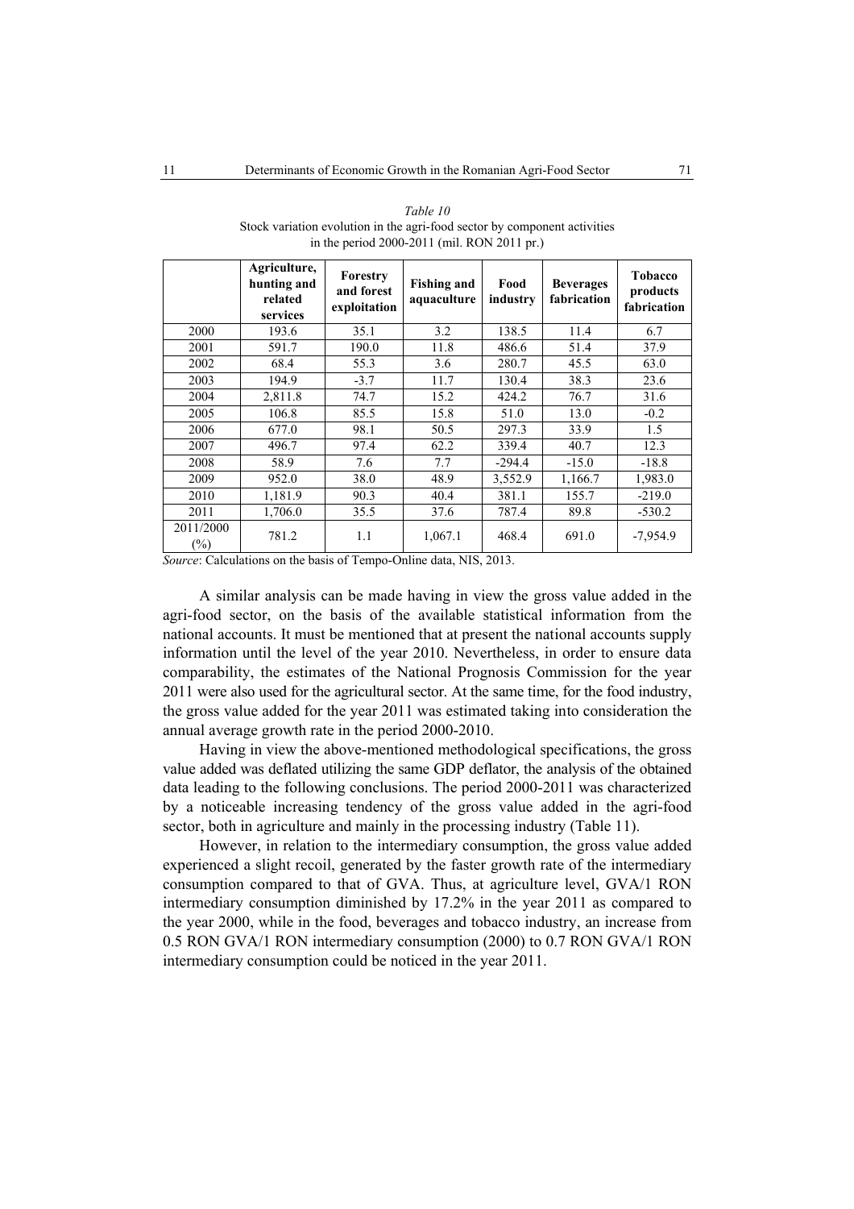*Table 10*

Stock variation evolution in the agri-food sector by component activities in the period 2000-2011 (mil. RON 2011 pr.)

| | Agriculture, hunting and related services | Forestry and forest exploitation | Fishing and aquaculture | Food industry | Beverages fabrication | Tobacco products fabrication |
|---|---|---|---|---|---|---|
| 2000 | 193.6 | 35.1 | 3.2 | 138.5 | 11.4 | 6.7 |
| 2001 | 591.7 | 190.0 | 11.8 | 486.6 | 51.4 | 37.9 |
| 2002 | 68.4 | 55.3 | 3.6 | 280.7 | 45.5 | 63.0 |
| 2003 | 194.9 | -3.7 | 11.7 | 130.4 | 38.3 | 23.6 |
| 2004 | 2,811.8 | 74.7 | 15.2 | 424.2 | 76.7 | 31.6 |
| 2005 | 106.8 | 85.5 | 15.8 | 51.0 | 13.0 | -0.2 |
| 2006 | 677.0 | 98.1 | 50.5 | 297.3 | 33.9 | 1.5 |
| 2007 | 496.7 | 97.4 | 62.2 | 339.4 | 40.7 | 12.3 |
| 2008 | 58.9 | 7.6 | 7.7 | -294.4 | -15.0 | -18.8 |
| 2009 | 952.0 | 38.0 | 48.9 | 3,552.9 | 1,166.7 | 1,983.0 |
| 2010 | 1,181.9 | 90.3 | 40.4 | 381.1 | 155.7 | -219.0 |
| 2011 | 1,706.0 | 35.5 | 37.6 | 787.4 | 89.8 | -530.2 |
| 2011/2000 (%) | 781.2 | 1.1 | 1,067.1 | 468.4 | 691.0 | -7,954.9 |

*Source*: Calculations on the basis of Tempo-Online data, NIS, 2013.

A similar analysis can be made having in view the gross value added in the agri-food sector, on the basis of the available statistical information from the national accounts. It must be mentioned that at present the national accounts supply information until the level of the year 2010. Nevertheless, in order to ensure data comparability, the estimates of the National Prognosis Commission for the year 2011 were also used for the agricultural sector. At the same time, for the food industry, the gross value added for the year 2011 was estimated taking into consideration the annual average growth rate in the period 2000-2010.

Having in view the above-mentioned methodological specifications, the gross value added was deflated utilizing the same GDP deflator, the analysis of the obtained data leading to the following conclusions. The period 2000-2011 was characterized by a noticeable increasing tendency of the gross value added in the agri-food sector, both in agriculture and mainly in the processing industry (Table 11).

However, in relation to the intermediary consumption, the gross value added experienced a slight recoil, generated by the faster growth rate of the intermediary consumption compared to that of GVA. Thus, at agriculture level, GVA/1 RON intermediary consumption diminished by 17.2% in the year 2011 as compared to the year 2000, while in the food, beverages and tobacco industry, an increase from 0.5 RON GVA/1 RON intermediary consumption (2000) to 0.7 RON GVA/1 RON intermediary consumption could be noticed in the year 2011.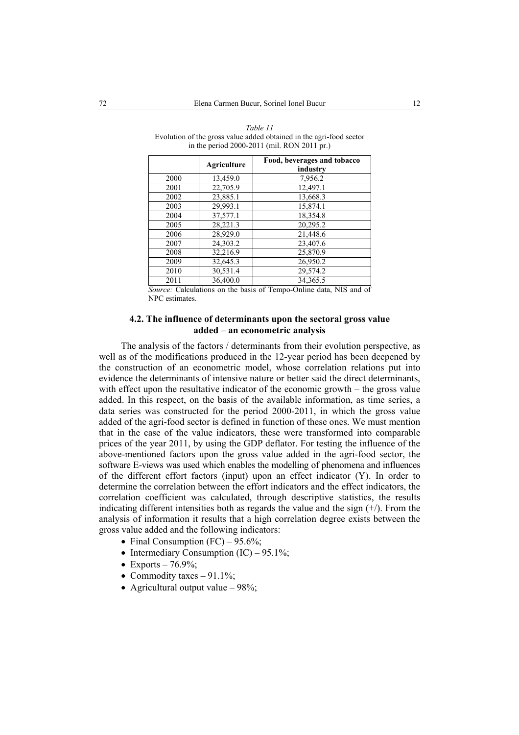*Table 11*
Evolution of the gross value added obtained in the agri-food sector in the period 2000-2011 (mil. RON 2011 pr.)

| | Agriculture | Food, beverages and tobacco industry |
|---|---|---|
| 2000 | 13,459.0 | 7,956.2 |
| 2001 | 22,705.9 | 12,497.1 |
| 2002 | 23,885.1 | 13,668.3 |
| 2003 | 29,993.1 | 15,874.1 |
| 2004 | 37,577.1 | 18,354.8 |
| 2005 | 28,221.3 | 20,295.2 |
| 2006 | 28,929.0 | 21,448.6 |
| 2007 | 24,303.2 | 23,407.6 |
| 2008 | 32,216.9 | 25,870.9 |
| 2009 | 32,645.3 | 26,950.2 |
| 2010 | 30,531.4 | 29,574.2 |
| 2011 | 36,400.0 | 34,365.5 |

*Source:* Calculations on the basis of Tempo-Online data, NIS and of NPC estimates.

### 4.2. The influence of determinants upon the sectoral gross value added – an econometric analysis

The analysis of the factors / determinants from their evolution perspective, as well as of the modifications produced in the 12-year period has been deepened by the construction of an econometric model, whose correlation relations put into evidence the determinants of intensive nature or better said the direct determinants, with effect upon the resultative indicator of the economic growth – the gross value added. In this respect, on the basis of the available information, as time series, a data series was constructed for the period 2000-2011, in which the gross value added of the agri-food sector is defined in function of these ones. We must mention that in the case of the value indicators, these were transformed into comparable prices of the year 2011, by using the GDP deflator. For testing the influence of the above-mentioned factors upon the gross value added in the agri-food sector, the software E-views was used which enables the modelling of phenomena and influences of the different effort factors (input) upon an effect indicator (Y). In order to determine the correlation between the effort indicators and the effect indicators, the correlation coefficient was calculated, through descriptive statistics, the results indicating different intensities both as regards the value and the sign (+/). From the analysis of information it results that a high correlation degree exists between the gross value added and the following indicators:

- Final Consumption (FC) – 95.6%;
- Intermediary Consumption (IC) – 95.1%;
- Exports – 76.9%;
- Commodity taxes – 91.1%;
- Agricultural output value – 98%;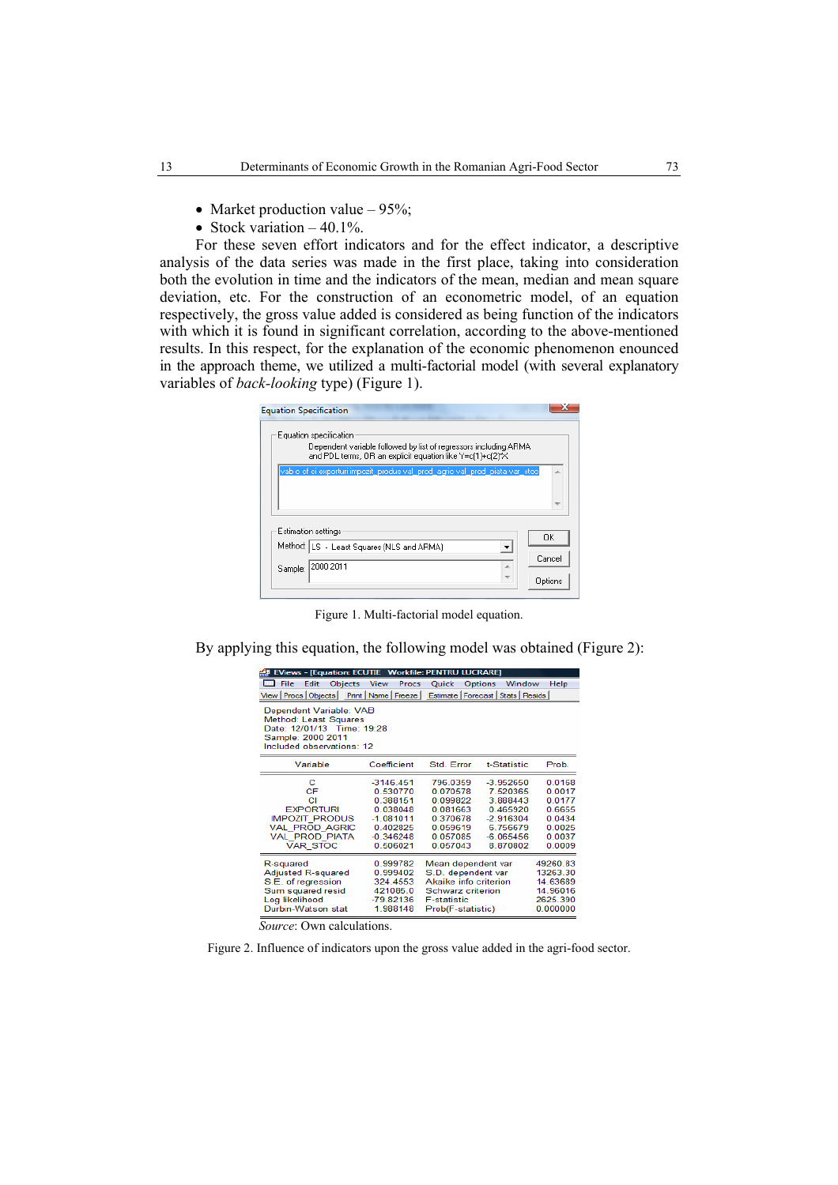- Market production value – 95%;
- Stock variation – 40.1%.

For these seven effort indicators and for the effect indicator, a descriptive analysis of the data series was made in the first place, taking into consideration both the evolution in time and the indicators of the mean, median and mean square deviation, etc. For the construction of an econometric model, of an equation respectively, the gross value added is considered as being function of the indicators with which it is found in significant correlation, according to the above-mentioned results. In this respect, for the explanation of the economic phenomenon enounced in the approach theme, we utilized a multi-factorial model (with several explanatory variables of *back-looking* type) (Figure 1).

Equation Specification

Equation specification

Dependent variable followed by list of regressors including ARMA and PDL terms, OR an explicit equation like Y=c(1)+c(2)*X

vab c cf ci exporturi impozit_produs val_prod_agric val_prod_piata var_stoc

Estimation settings

Method: LS - Least Squares (NLS and ARMA)

Sample: 2000 2011

OK | Cancel | Options

Figure 1. Multi-factorial model equation.

By applying this equation, the following model was obtained (Figure 2):

EViews - [Equation: ECUTIE Workfile: PENTRU LUCRARE]

Dependent Variable: VAB
Method: Least Squares
Date: 12/01/13 Time: 19:28
Sample: 2000 2011
Included observations: 12

| Variable | Coefficient | Std. Error | t-Statistic | Prob. |
|---|---|---|---|---|
| C | -3146.451 | 796.0359 | -3.952650 | 0.0168 |
| CF | 0.530770 | 0.070578 | 7.520365 | 0.0017 |
| CI | 0.388151 | 0.099822 | 3.888443 | 0.0177 |
| EXPORTURI | 0.038048 | 0.081663 | 0.465920 | 0.6655 |
| IMPOZIT_PRODUS | -1.081011 | 0.370678 | -2.916304 | 0.0434 |
| VAL_PROD_AGRIC | 0.402825 | 0.059619 | 5.756679 | 0.0025 |
| VAL_PROD_PIATA | -0.346248 | 0.057085 | -6.065456 | 0.0037 |
| VAR_STOC | 0.506021 | 0.057043 | 8.870802 | 0.0009 |

| | | | |
|---|---|---|---|
| R-squared | 0.999782 | Mean dependent var | 49260.83 |
| Adjusted R-squared | 0.999402 | S.D. dependent var | 13263.30 |
| S.E. of regression | 324.4553 | Akaike info criterion | 14.63689 |
| Sum squared resid | 421085.0 | Schwarz criterion | 14.96016 |
| Log likelihood | -79.82136 | F-statistic | 2625.390 |
| Durbin-Watson stat | 1.988148 | Prob(F-statistic) | 0.000000 |

*Source*: Own calculations.

Figure 2. Influence of indicators upon the gross value added in the agri-food sector.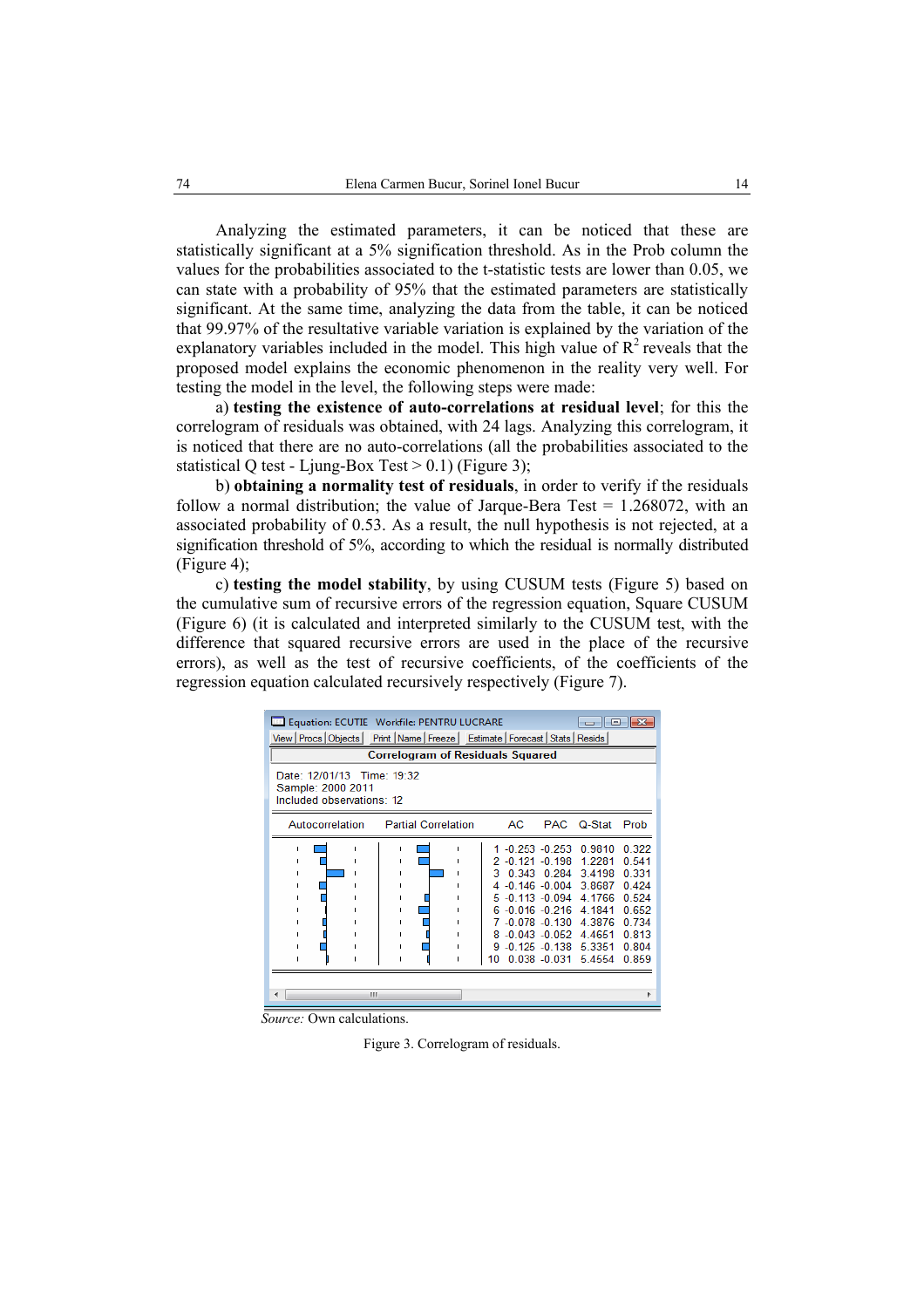Analyzing the estimated parameters, it can be noticed that these are statistically significant at a 5% signification threshold. As in the Prob column the values for the probabilities associated to the t-statistic tests are lower than 0.05, we can state with a probability of 95% that the estimated parameters are statistically significant. At the same time, analyzing the data from the table, it can be noticed that 99.97% of the resultative variable variation is explained by the variation of the explanatory variables included in the model. This high value of $R^2$ reveals that the proposed model explains the economic phenomenon in the reality very well. For testing the model in the level, the following steps were made:

a) **testing the existence of auto-correlations at residual level**; for this the correlogram of residuals was obtained, with 24 lags. Analyzing this correlogram, it is noticed that there are no auto-correlations (all the probabilities associated to the statistical Q test - Ljung-Box Test > 0.1) (Figure 3);

b) **obtaining a normality test of residuals**, in order to verify if the residuals follow a normal distribution; the value of Jarque-Bera Test = 1.268072, with an associated probability of 0.53. As a result, the null hypothesis is not rejected, at a signification threshold of 5%, according to which the residual is normally distributed (Figure 4);

c) **testing the model stability**, by using CUSUM tests (Figure 5) based on the cumulative sum of recursive errors of the regression equation, Square CUSUM (Figure 6) (it is calculated and interpreted similarly to the CUSUM test, with the difference that squared recursive errors are used in the place of the recursive errors), as well as the test of recursive coefficients, of the coefficients of the regression equation calculated recursively respectively (Figure 7).

Equation: ECUTIE Workfile: PENTRU LUCRARE

Correlogram of Residuals Squared

Date: 12/01/13 Time: 19:32
Sample: 2000 2011
Included observations: 12

| | AC | PAC | Q-Stat | Prob |
|---|---|---|---|---|
| 1 | -0.253 | -0.253 | 0.9810 | 0.322 |
| 2 | -0.121 | -0.198 | 1.2281 | 0.541 |
| 3 | 0.343 | 0.284 | 3.4198 | 0.331 |
| 4 | -0.146 | -0.004 | 3.8687 | 0.424 |
| 5 | -0.113 | -0.094 | 4.1766 | 0.524 |
| 6 | -0.016 | -0.216 | 4.1841 | 0.652 |
| 7 | -0.078 | -0.130 | 4.3876 | 0.734 |
| 8 | -0.043 | -0.052 | 4.4651 | 0.813 |
| 9 | -0.125 | -0.138 | 5.3351 | 0.804 |
| 10 | 0.038 | -0.031 | 5.4554 | 0.859 |

*Source:* Own calculations.

Figure 3. Correlogram of residuals.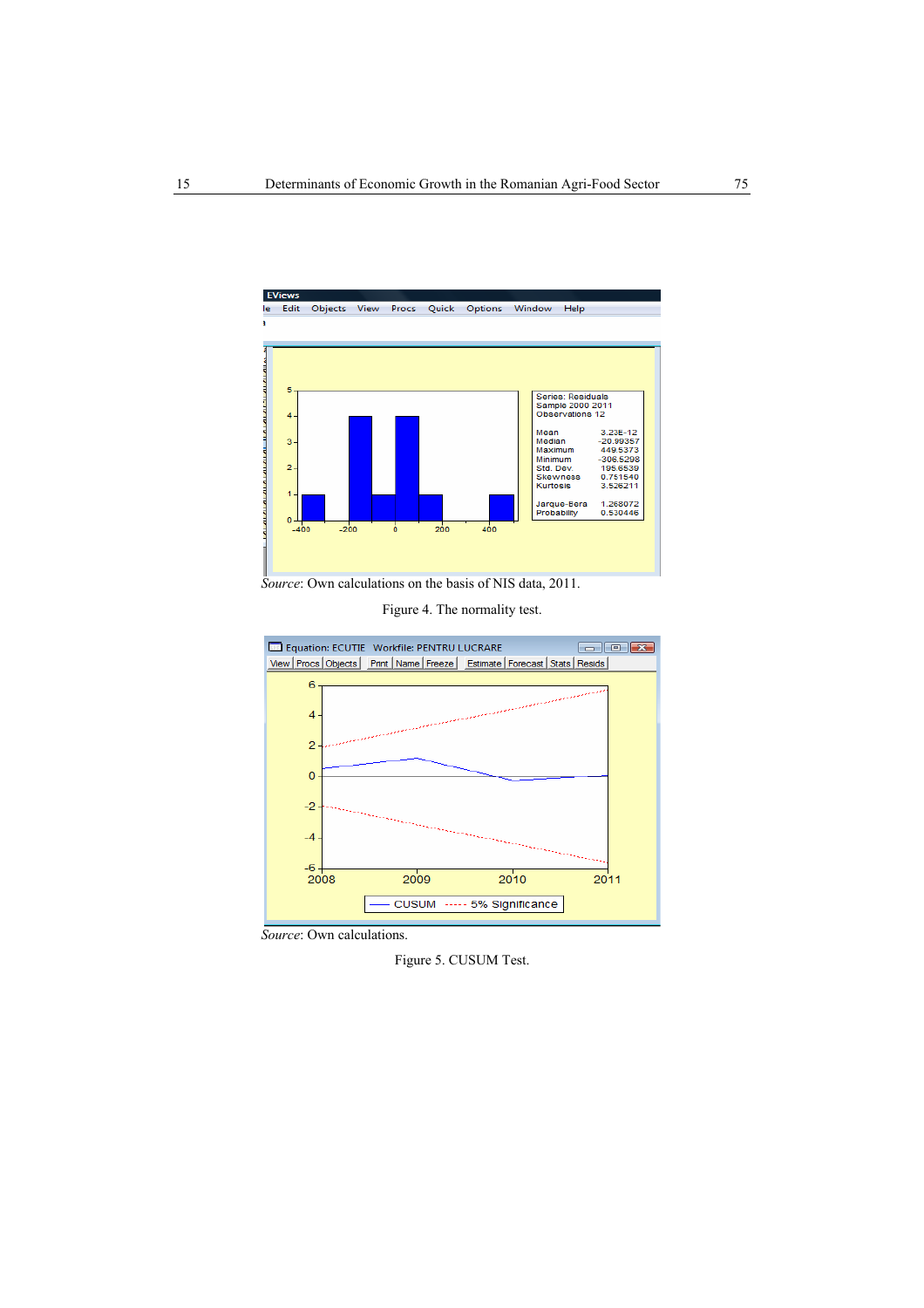*Source*: Own calculations on the basis of NIS data, 2011.

Figure 4. The normality test.

*Source*: Own calculations.

Figure 5. CUSUM Test.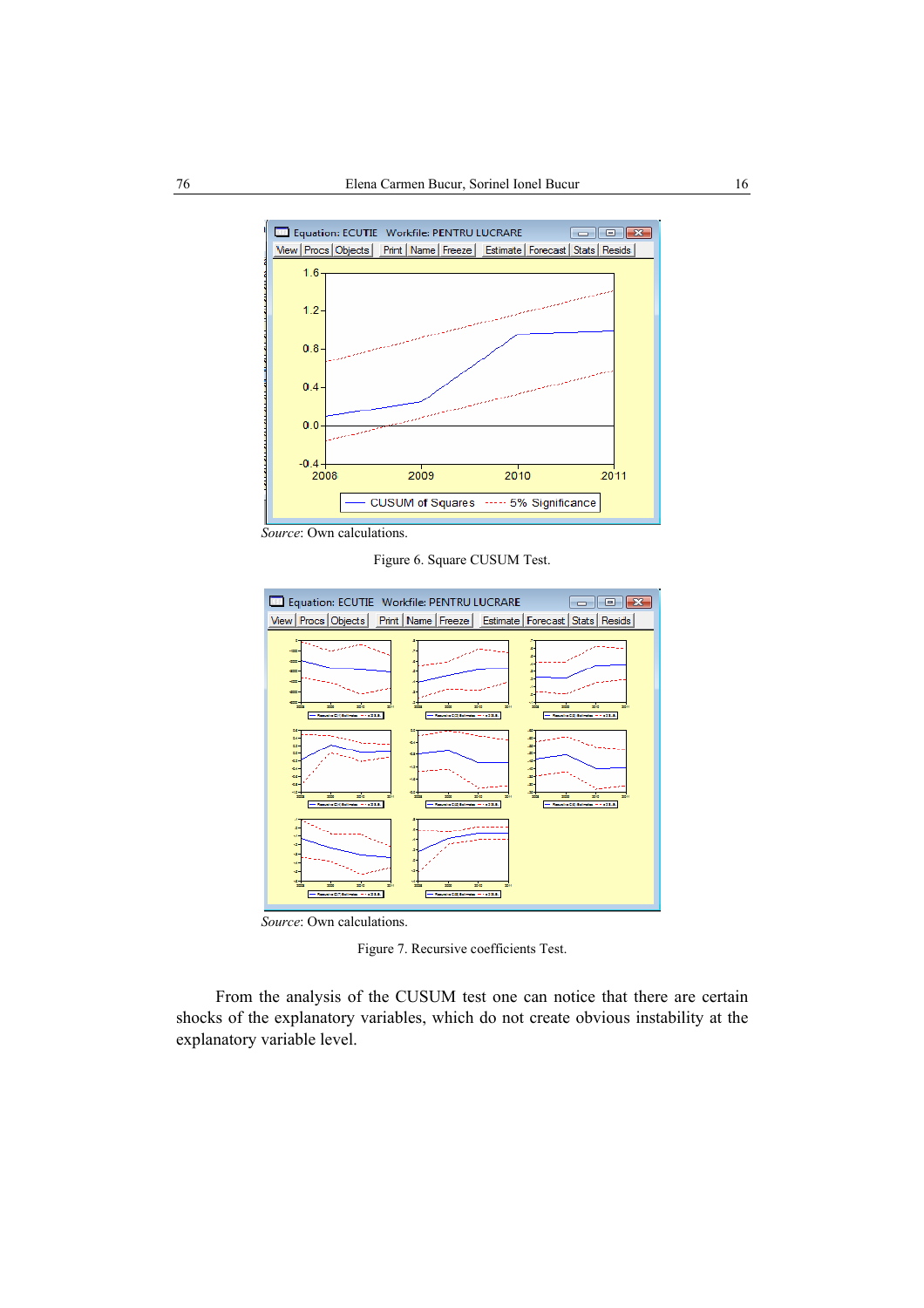*Source*: Own calculations.

Figure 6. Square CUSUM Test.

*Source*: Own calculations.

Figure 7. Recursive coefficients Test.

From the analysis of the CUSUM test one can notice that there are certain shocks of the explanatory variables, which do not create obvious instability at the explanatory variable level.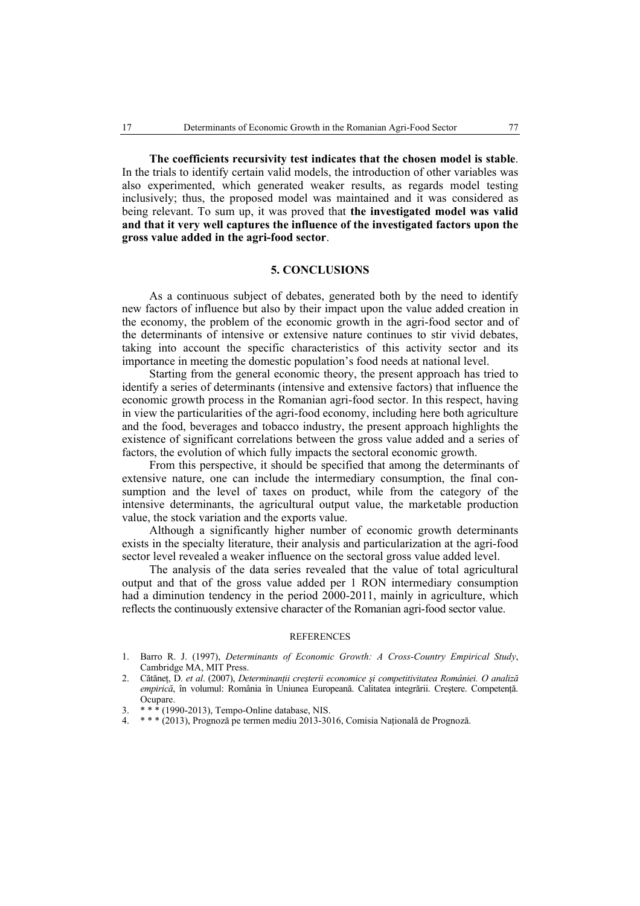**The coefficients recursivity test indicates that the chosen model is stable**. In the trials to identify certain valid models, the introduction of other variables was also experimented, which generated weaker results, as regards model testing inclusively; thus, the proposed model was maintained and it was considered as being relevant. To sum up, it was proved that **the investigated model was valid and that it very well captures the influence of the investigated factors upon the gross value added in the agri-food sector**.

## 5. CONCLUSIONS

As a continuous subject of debates, generated both by the need to identify new factors of influence but also by their impact upon the value added creation in the economy, the problem of the economic growth in the agri-food sector and of the determinants of intensive or extensive nature continues to stir vivid debates, taking into account the specific characteristics of this activity sector and its importance in meeting the domestic population's food needs at national level.

Starting from the general economic theory, the present approach has tried to identify a series of determinants (intensive and extensive factors) that influence the economic growth process in the Romanian agri-food sector. In this respect, having in view the particularities of the agri-food economy, including here both agriculture and the food, beverages and tobacco industry, the present approach highlights the existence of significant correlations between the gross value added and a series of factors, the evolution of which fully impacts the sectoral economic growth.

From this perspective, it should be specified that among the determinants of extensive nature, one can include the intermediary consumption, the final consumption and the level of taxes on product, while from the category of the intensive determinants, the agricultural output value, the marketable production value, the stock variation and the exports value.

Although a significantly higher number of economic growth determinants exists in the specialty literature, their analysis and particularization at the agri-food sector level revealed a weaker influence on the sectoral gross value added level.

The analysis of the data series revealed that the value of total agricultural output and that of the gross value added per 1 RON intermediary consumption had a diminution tendency in the period 2000-2011, mainly in agriculture, which reflects the continuously extensive character of the Romanian agri-food sector value.

### REFERENCES

1. Barro R. J. (1997), *Determinants of Economic Growth: A Cross-Country Empirical Study*, Cambridge MA, MIT Press.
2. Cătăneț, D. *et al*. (2007), *Determinanții creșterii economice și competitivitatea României. O analiză empirică*, în volumul: România în Uniunea Europeană. Calitatea integrării. Creștere. Competență. Ocupare.
3. * * * (1990-2013), Tempo-Online database, NIS.
4. * * * (2013), Prognoză pe termen mediu 2013-3016, Comisia Națională de Prognoză.